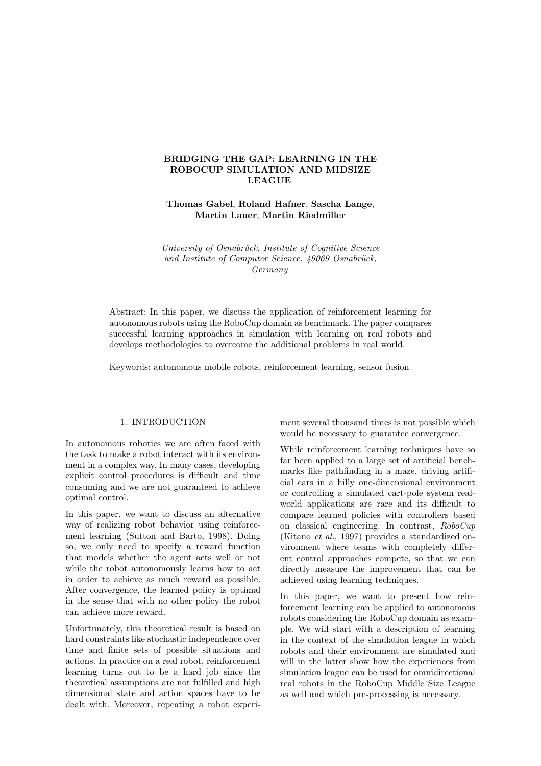# BRIDGING THE GAP: LEARNING IN THE ROBOCUP SIMULATION AND MIDSIZE LEAGUE

**Thomas Gabel**, **Roland Hafner**, **Sascha Lange**, **Martin Lauer**, **Martin Riedmiller**

*University of Osnabrück, Institute of Cognitive Science and Institute of Computer Science, 49069 Osnabrück, Germany*

Abstract: In this paper, we discuss the application of reinforcement learning for autonomous robots using the RoboCup domain as benchmark. The paper compares successful learning approaches in simulation with learning on real robots and develops methodologies to overcome the additional problems in real world.

Keywords: autonomous mobile robots, reinforcement learning, sensor fusion

## 1. INTRODUCTION

In autonomous robotics we are often faced with the task to make a robot interact with its environment in a complex way. In many cases, developing explicit control procedures is difficult and time consuming and we are not guaranteed to achieve optimal control.

In this paper, we want to discuss an alternative way of realizing robot behavior using reinforcement learning (Sutton and Barto, 1998). Doing so, we only need to specify a reward function that models whether the agent acts well or not while the robot autonomously learns how to act in order to achieve as much reward as possible. After convergence, the learned policy is optimal in the sense that with no other policy the robot can achieve more reward.

Unfortunately, this theoretical result is based on hard constraints like stochastic independence over time and finite sets of possible situations and actions. In practice on a real robot, reinforcement learning turns out to be a hard job since the theoretical assumptions are not fulfilled and high dimensional state and action spaces have to be dealt with. Moreover, repeating a robot experiment several thousand times is not possible which would be necessary to guarantee convergence.

While reinforcement learning techniques have so far been applied to a large set of artificial benchmarks like pathfinding in a maze, driving artificial cars in a hilly one-dimensional environment or controlling a simulated cart-pole system real-world applications are rare and its difficult to compare learned policies with controllers based on classical engineering. In contrast, *RoboCup* (Kitano *et al.*, 1997) provides a standardized environment where teams with completely different control approaches compete, so that we can directly measure the improvement that can be achieved using learning techniques.

In this paper, we want to present how reinforcement learning can be applied to autonomous robots considering the RoboCup domain as example. We will start with a description of learning in the context of the simulation league in which robots and their environment are simulated and will in the latter show how the experiences from simulation league can be used for omnidirectional real robots in the RoboCup Middle Size League as well and which pre-processing is necessary.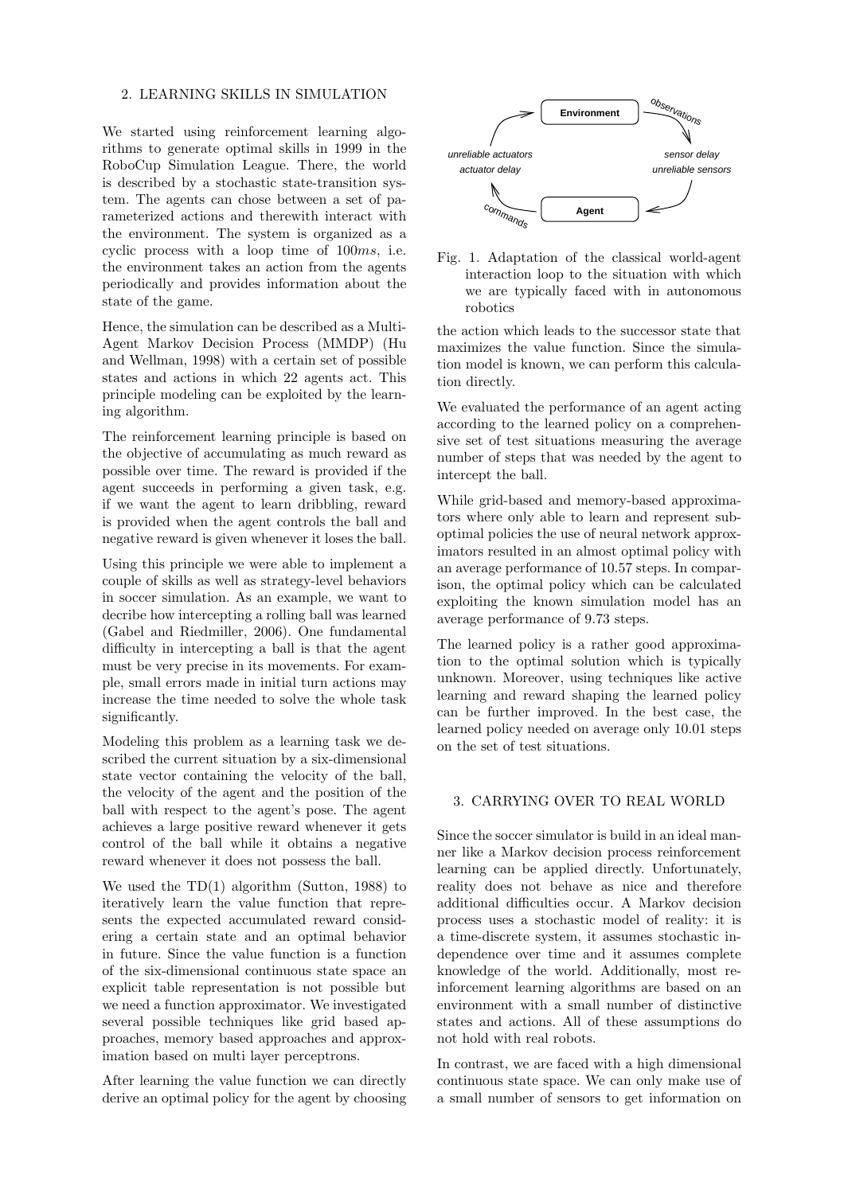## 2. LEARNING SKILLS IN SIMULATION

We started using reinforcement learning algorithms to generate optimal skills in 1999 in the RoboCup Simulation League. There, the world is described by a stochastic state-transition system. The agents can chose between a set of parameterized actions and therewith interact with the environment. The system is organized as a cyclic process with a loop time of $100ms$, i.e. the environment takes an action from the agents periodically and provides information about the state of the game.

Hence, the simulation can be described as a Multi-Agent Markov Decision Process (MMDP) (Hu and Wellman, 1998) with a certain set of possible states and actions in which 22 agents act. This principle modeling can be exploited by the learning algorithm.

The reinforcement learning principle is based on the objective of accumulating as much reward as possible over time. The reward is provided if the agent succeeds in performing a given task, e.g. if we want the agent to learn dribbling, reward is provided when the agent controls the ball and negative reward is given whenever it loses the ball.

Using this principle we were able to implement a couple of skills as well as strategy-level behaviors in soccer simulation. As an example, we want to decribe how intercepting a rolling ball was learned (Gabel and Riedmiller, 2006). One fundamental difficulty in intercepting a ball is that the agent must be very precise in its movements. For example, small errors made in initial turn actions may increase the time needed to solve the whole task significantly.

Modeling this problem as a learning task we described the current situation by a six-dimensional state vector containing the velocity of the ball, the velocity of the agent and the position of the ball with respect to the agent's pose. The agent achieves a large positive reward whenever it gets control of the ball while it obtains a negative reward whenever it does not possess the ball.

We used the TD(1) algorithm (Sutton, 1988) to iteratively learn the value function that represents the expected accumulated reward considering a certain state and an optimal behavior in future. Since the value function is a function of the six-dimensional continuous state space an explicit table representation is not possible but we need a function approximator. We investigated several possible techniques like grid based approaches, memory based approaches and approximation based on multi layer perceptrons.

After learning the value function we can directly derive an optimal policy for the agent by choosing the action which leads to the successor state that maximizes the value function. Since the simulation model is known, we can perform this calculation directly.

Environment → observations → sensor delay / unreliable sensors → Agent → commands → unreliable actuators / actuator delay → Environment

Fig. 1. Adaptation of the classical world-agent interaction loop to the situation with which we are typically faced with in autonomous robotics

We evaluated the performance of an agent acting according to the learned policy on a comprehensive set of test situations measuring the average number of steps that was needed by the agent to intercept the ball.

While grid-based and memory-based approximators where only able to learn and represent suboptimal policies the use of neural network approximators resulted in an almost optimal policy with an average performance of 10.57 steps. In comparison, the optimal policy which can be calculated exploiting the known simulation model has an average performance of 9.73 steps.

The learned policy is a rather good approximation to the optimal solution which is typically unknown. Moreover, using techniques like active learning and reward shaping the learned policy can be further improved. In the best case, the learned policy needed on average only 10.01 steps on the set of test situations.

## 3. CARRYING OVER TO REAL WORLD

Since the soccer simulator is build in an ideal manner like a Markov decision process reinforcement learning can be applied directly. Unfortunately, reality does not behave as nice and therefore additional difficulties occur. A Markov decision process uses a stochastic model of reality: it is a time-discrete system, it assumes stochastic independence over time and it assumes complete knowledge of the world. Additionally, most reinforcement learning algorithms are based on an environment with a small number of distinctive states and actions. All of these assumptions do not hold with real robots.

In contrast, we are faced with a high dimensional continuous state space. We can only make use of a small number of sensors to get information on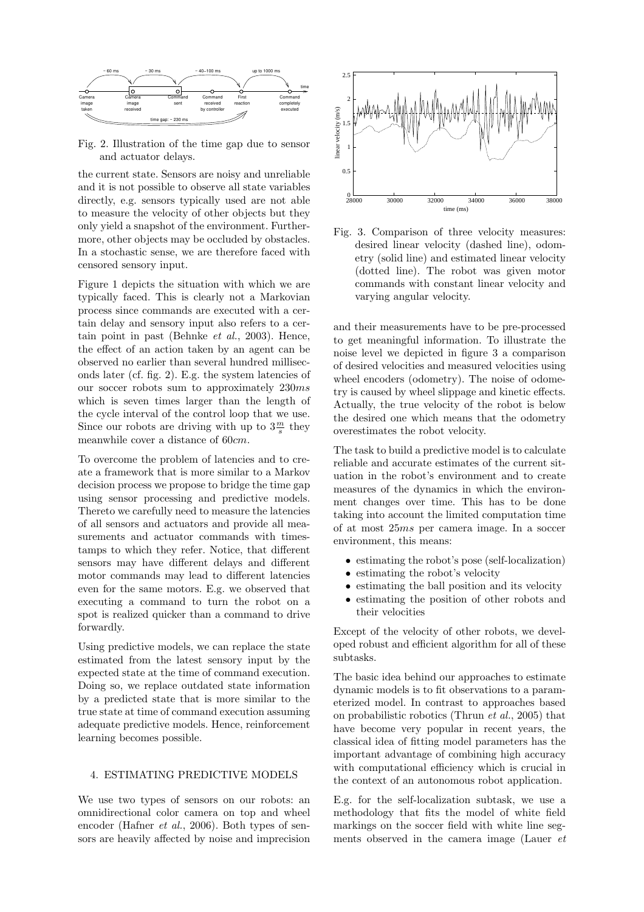Fig. 2. Illustration of the time gap due to sensor and actuator delays.

the current state. Sensors are noisy and unreliable and it is not possible to observe all state variables directly, e.g. sensors typically used are not able to measure the velocity of other objects but they only yield a snapshot of the environment. Furthermore, other objects may be occluded by obstacles. In a stochastic sense, we are therefore faced with censored sensory input.

Figure 1 depicts the situation with which we are typically faced. This is clearly not a Markovian process since commands are executed with a certain delay and sensory input also refers to a certain point in past (Behnke *et al.*, 2003). Hence, the effect of an action taken by an agent can be observed no earlier than several hundred milliseconds later (cf. fig. 2). E.g. the system latencies of our soccer robots sum to approximately $230ms$ which is seven times larger than the length of the cycle interval of the control loop that we use. Since our robots are driving with up to $3\frac{m}{s}$ they meanwhile cover a distance of $60cm$.

To overcome the problem of latencies and to create a framework that is more similar to a Markov decision process we propose to bridge the time gap using sensor processing and predictive models. Thereto we carefully need to measure the latencies of all sensors and actuators and provide all measurements and actuator commands with timestamps to which they refer. Notice, that different sensors may have different delays and different motor commands may lead to different latencies even for the same motors. E.g. we observed that executing a command to turn the robot on a spot is realized quicker than a command to drive forwardly.

Using predictive models, we can replace the state estimated from the latest sensory input by the expected state at the time of command execution. Doing so, we replace outdated state information by a predicted state that is more similar to the true state at time of command execution assuming adequate predictive models. Hence, reinforcement learning becomes possible.

## 4. ESTIMATING PREDICTIVE MODELS

We use two types of sensors on our robots: an omnidirectional color camera on top and wheel encoder (Hafner *et al.*, 2006). Both types of sensors are heavily affected by noise and imprecision

Fig. 3. Comparison of three velocity measures: desired linear velocity (dashed line), odometry (solid line) and estimated linear velocity (dotted line). The robot was given motor commands with constant linear velocity and varying angular velocity.

and their measurements have to be pre-processed to get meaningful information. To illustrate the noise level we depicted in figure 3 a comparison of desired velocities and measured velocities using wheel encoders (odometry). The noise of odometry is caused by wheel slippage and kinetic effects. Actually, the true velocity of the robot is below the desired one which means that the odometry overestimates the robot velocity.

The task to build a predictive model is to calculate reliable and accurate estimates of the current situation in the robot's environment and to create measures of the dynamics in which the environment changes over time. This has to be done taking into account the limited computation time of at most $25ms$ per camera image. In a soccer environment, this means:

- estimating the robot's pose (self-localization)
- estimating the robot's velocity
- estimating the ball position and its velocity
- estimating the position of other robots and their velocities

Except of the velocity of other robots, we developed robust and efficient algorithm for all of these subtasks.

The basic idea behind our approaches to estimate dynamic models is to fit observations to a parameterized model. In contrast to approaches based on probabilistic robotics (Thrun *et al.*, 2005) that have become very popular in recent years, the classical idea of fitting model parameters has the important advantage of combining high accuracy with computational efficiency which is crucial in the context of an autonomous robot application.

E.g. for the self-localization subtask, we use a methodology that fits the model of white field markings on the soccer field with white line segments observed in the camera image (Lauer *et*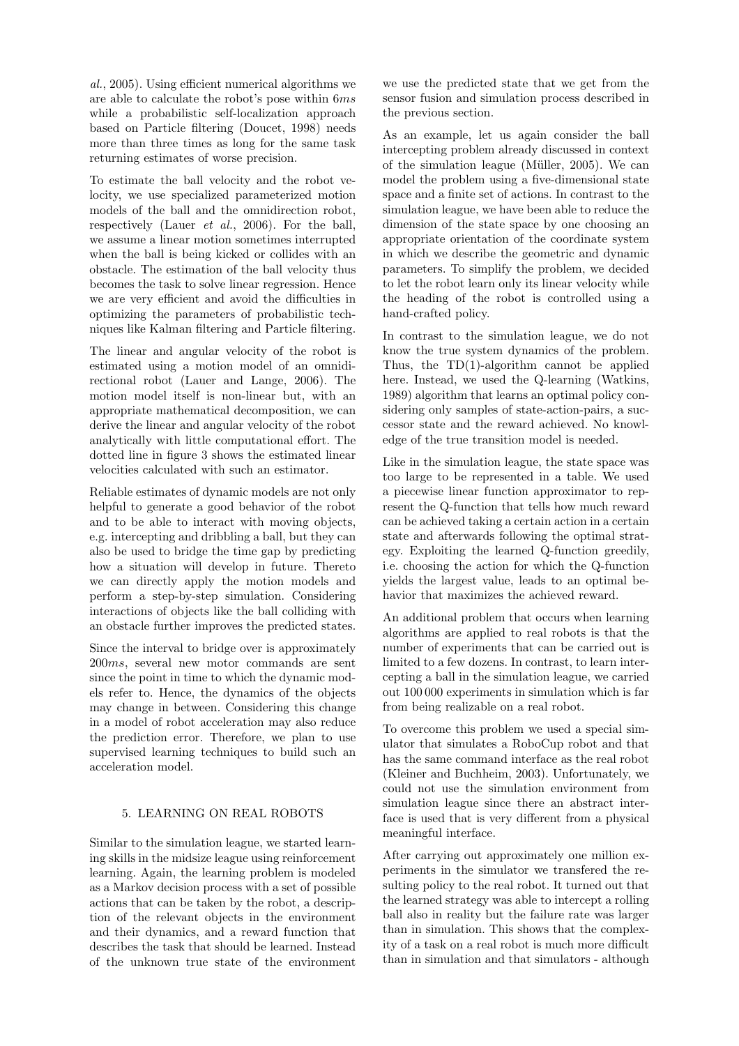al., 2005). Using efficient numerical algorithms we are able to calculate the robot's pose within $6ms$ while a probabilistic self-localization approach based on Particle filtering (Doucet, 1998) needs more than three times as long for the same task returning estimates of worse precision.

To estimate the ball velocity and the robot velocity, we use specialized parameterized motion models of the ball and the omnidirection robot, respectively (Lauer *et al.*, 2006). For the ball, we assume a linear motion sometimes interrupted when the ball is being kicked or collides with an obstacle. The estimation of the ball velocity thus becomes the task to solve linear regression. Hence we are very efficient and avoid the difficulties in optimizing the parameters of probabilistic techniques like Kalman filtering and Particle filtering.

The linear and angular velocity of the robot is estimated using a motion model of an omnidirectional robot (Lauer and Lange, 2006). The motion model itself is non-linear but, with an appropriate mathematical decomposition, we can derive the linear and angular velocity of the robot analytically with little computational effort. The dotted line in figure 3 shows the estimated linear velocities calculated with such an estimator.

Reliable estimates of dynamic models are not only helpful to generate a good behavior of the robot and to be able to interact with moving objects, e.g. intercepting and dribbling a ball, but they can also be used to bridge the time gap by predicting how a situation will develop in future. Thereto we can directly apply the motion models and perform a step-by-step simulation. Considering interactions of objects like the ball colliding with an obstacle further improves the predicted states.

Since the interval to bridge over is approximately $200ms$, several new motor commands are sent since the point in time to which the dynamic models refer to. Hence, the dynamics of the objects may change in between. Considering this change in a model of robot acceleration may also reduce the prediction error. Therefore, we plan to use supervised learning techniques to build such an acceleration model.

## 5. LEARNING ON REAL ROBOTS

Similar to the simulation league, we started learning skills in the midsize league using reinforcement learning. Again, the learning problem is modeled as a Markov decision process with a set of possible actions that can be taken by the robot, a description of the relevant objects in the environment and their dynamics, and a reward function that describes the task that should be learned. Instead of the unknown true state of the environment we use the predicted state that we get from the sensor fusion and simulation process described in the previous section.

As an example, let us again consider the ball intercepting problem already discussed in context of the simulation league (Müller, 2005). We can model the problem using a five-dimensional state space and a finite set of actions. In contrast to the simulation league, we have been able to reduce the dimension of the state space by one choosing an appropriate orientation of the coordinate system in which we describe the geometric and dynamic parameters. To simplify the problem, we decided to let the robot learn only its linear velocity while the heading of the robot is controlled using a hand-crafted policy.

In contrast to the simulation league, we do not know the true system dynamics of the problem. Thus, the TD(1)-algorithm cannot be applied here. Instead, we used the Q-learning (Watkins, 1989) algorithm that learns an optimal policy considering only samples of state-action-pairs, a successor state and the reward achieved. No knowledge of the true transition model is needed.

Like in the simulation league, the state space was too large to be represented in a table. We used a piecewise linear function approximator to represent the Q-function that tells how much reward can be achieved taking a certain action in a certain state and afterwards following the optimal strategy. Exploiting the learned Q-function greedily, i.e. choosing the action for which the Q-function yields the largest value, leads to an optimal behavior that maximizes the achieved reward.

An additional problem that occurs when learning algorithms are applied to real robots is that the number of experiments that can be carried out is limited to a few dozens. In contrast, to learn intercepting a ball in the simulation league, we carried out 100 000 experiments in simulation which is far from being realizable on a real robot.

To overcome this problem we used a special simulator that simulates a RoboCup robot and that has the same command interface as the real robot (Kleiner and Buchheim, 2003). Unfortunately, we could not use the simulation environment from simulation league since there an abstract interface is used that is very different from a physical meaningful interface.

After carrying out approximately one million experiments in the simulator we transfered the resulting policy to the real robot. It turned out that the learned strategy was able to intercept a rolling ball also in reality but the failure rate was larger than in simulation. This shows that the complexity of a task on a real robot is much more difficult than in simulation and that simulators - although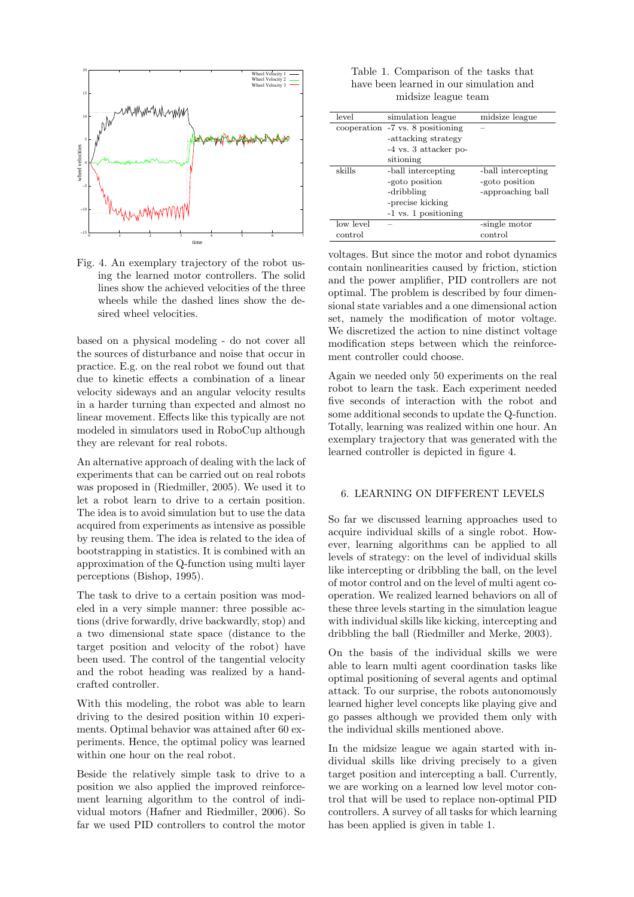Fig. 4. An exemplary trajectory of the robot using the learned motor controllers. The solid lines show the achieved velocities of the three wheels while the dashed lines show the desired wheel velocities.

based on a physical modeling - do not cover all the sources of disturbance and noise that occur in practice. E.g. on the real robot we found out that due to kinetic effects a combination of a linear velocity sideways and an angular velocity results in a harder turning than expected and almost no linear movement. Effects like this typically are not modeled in simulators used in RoboCup although they are relevant for real robots.

An alternative approach of dealing with the lack of experiments that can be carried out on real robots was proposed in (Riedmiller, 2005). We used it to let a robot learn to drive to a certain position. The idea is to avoid simulation but to use the data acquired from experiments as intensive as possible by reusing them. The idea is related to the idea of bootstrapping in statistics. It is combined with an approximation of the Q-function using multi layer perceptions (Bishop, 1995).

The task to drive to a certain position was modeled in a very simple manner: three possible actions (drive forwardly, drive backwardly, stop) and a two dimensional state space (distance to the target position and velocity of the robot) have been used. The control of the tangential velocity and the robot heading was realized by a handcrafted controller.

With this modeling, the robot was able to learn driving to the desired position within 10 experiments. Optimal behavior was attained after 60 experiments. Hence, the optimal policy was learned within one hour on the real robot.

Beside the relatively simple task to drive to a position we also applied the improved reinforcement learning algorithm to the control of individual motors (Hafner and Riedmiller, 2006). So far we used PID controllers to control the motor voltages. But since the motor and robot dynamics contain nonlinearities caused by friction, stiction and the power amplifier, PID controllers are not optimal. The problem is described by four dimensional state variables and a one dimensional action set, namely the modification of motor voltage. We discretized the action to nine distinct voltage modification steps between which the reinforcement controller could choose.

Again we needed only 50 experiments on the real robot to learn the task. Each experiment needed five seconds of interaction with the robot and some additional seconds to update the Q-function. Totally, learning was realized within one hour. An exemplary trajectory that was generated with the learned controller is depicted in figure 4.

Table 1. Comparison of the tasks that have been learned in our simulation and midsize league team

| level | simulation league | midsize league |
|---|---|---|
| cooperation | -7 vs. 8 positioning<br>-attacking strategy<br>-4 vs. 3 attacker positioning | – |
| skills | -ball intercepting<br>-goto position<br>-dribbling<br>-precise kicking<br>-1 vs. 1 positioning | -ball intercepting<br>-goto position<br>-approaching ball |
| low level control | – | -single motor control |

## 6. LEARNING ON DIFFERENT LEVELS

So far we discussed learning approaches used to acquire individual skills of a single robot. However, learning algorithms can be applied to all levels of strategy: on the level of individual skills like intercepting or dribbling the ball, on the level of motor control and on the level of multi agent cooperation. We realized learned behaviors on all of these three levels starting in the simulation league with individual skills like kicking, intercepting and dribbling the ball (Riedmiller and Merke, 2003).

On the basis of the individual skills we were able to learn multi agent coordination tasks like optimal positioning of several agents and optimal attack. To our surprise, the robots autonomously learned higher level concepts like playing give and go passes although we provided them only with the individual skills mentioned above.

In the midsize league we again started with individual skills like driving precisely to a given target position and intercepting a ball. Currently, we are working on a learned low level motor control that will be used to replace non-optimal PID controllers. A survey of all tasks for which learning has been applied is given in table 1.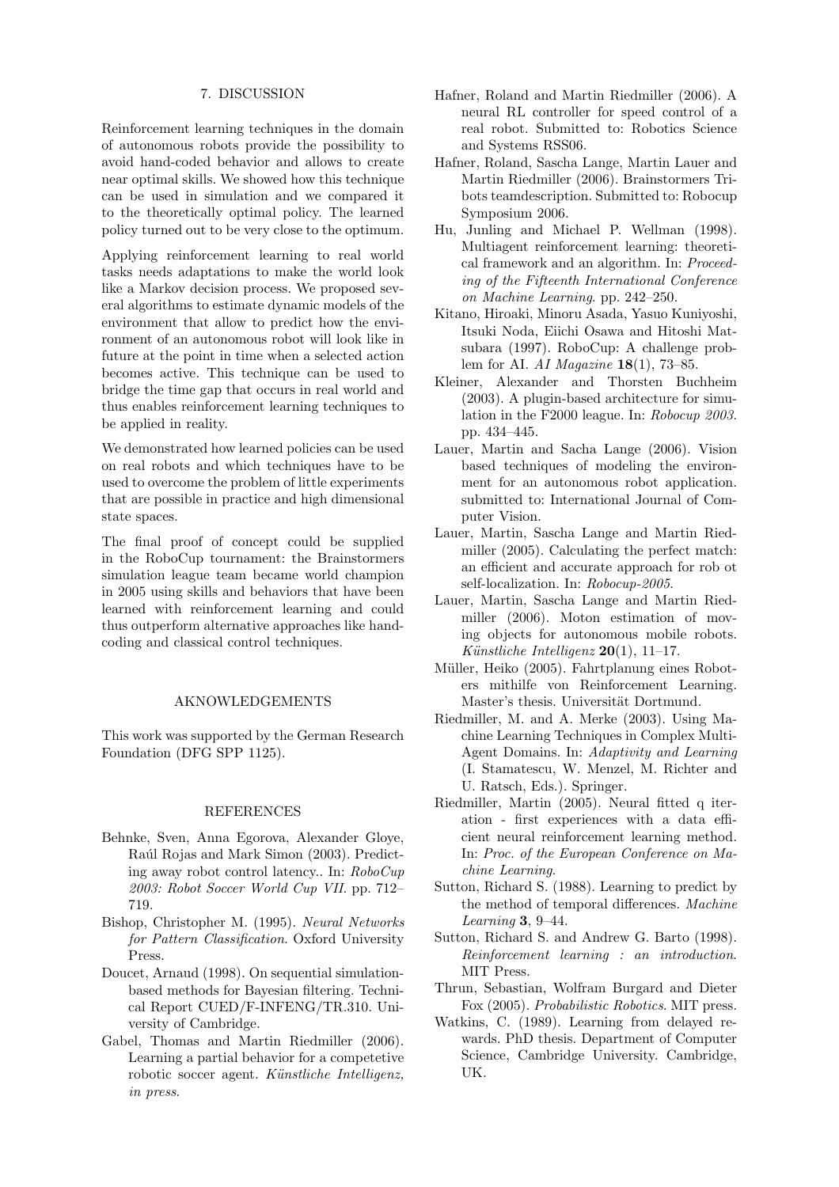## 7. DISCUSSION

Reinforcement learning techniques in the domain of autonomous robots provide the possibility to avoid hand-coded behavior and allows to create near optimal skills. We showed how this technique can be used in simulation and we compared it to the theoretically optimal policy. The learned policy turned out to be very close to the optimum.

Applying reinforcement learning to real world tasks needs adaptations to make the world look like a Markov decision process. We proposed several algorithms to estimate dynamic models of the environment that allow to predict how the environment of an autonomous robot will look like in future at the point in time when a selected action becomes active. This technique can be used to bridge the time gap that occurs in real world and thus enables reinforcement learning techniques to be applied in reality.

We demonstrated how learned policies can be used on real robots and which techniques have to be used to overcome the problem of little experiments that are possible in practice and high dimensional state spaces.

The final proof of concept could be supplied in the RoboCup tournament: the Brainstormers simulation league team became world champion in 2005 using skills and behaviors that have been learned with reinforcement learning and could thus outperform alternative approaches like hand-coding and classical control techniques.

## AKNOWLEDGEMENTS

This work was supported by the German Research Foundation (DFG SPP 1125).

## REFERENCES

- Behnke, Sven, Anna Egorova, Alexander Gloye, Raúl Rojas and Mark Simon (2003). Predicting away robot control latency.. In: *RoboCup 2003: Robot Soccer World Cup VII*. pp. 712–719.
- Bishop, Christopher M. (1995). *Neural Networks for Pattern Classification*. Oxford University Press.
- Doucet, Arnaud (1998). On sequential simulation-based methods for Bayesian filtering. Technical Report CUED/F-INFENG/TR.310. University of Cambridge.
- Gabel, Thomas and Martin Riedmiller (2006). Learning a partial behavior for a competetive robotic soccer agent. *Künstliche Intelligenz, in press*.
- Hafner, Roland and Martin Riedmiller (2006). A neural RL controller for speed control of a real robot. Submitted to: Robotics Science and Systems RSS06.
- Hafner, Roland, Sascha Lange, Martin Lauer and Martin Riedmiller (2006). Brainstormers Tribots teamdescription. Submitted to: Robocup Symposium 2006.
- Hu, Junling and Michael P. Wellman (1998). Multiagent reinforcement learning: theoretical framework and an algorithm. In: *Proceeding of the Fifteenth International Conference on Machine Learning*. pp. 242–250.
- Kitano, Hiroaki, Minoru Asada, Yasuo Kuniyoshi, Itsuki Noda, Eiichi Osawa and Hitoshi Matsubara (1997). RoboCup: A challenge problem for AI. *AI Magazine* **18**(1), 73–85.
- Kleiner, Alexander and Thorsten Buchheim (2003). A plugin-based architecture for simulation in the F2000 league. In: *Robocup 2003*. pp. 434–445.
- Lauer, Martin and Sacha Lange (2006). Vision based techniques of modeling the environment for an autonomous robot application. submitted to: International Journal of Computer Vision.
- Lauer, Martin, Sascha Lange and Martin Riedmiller (2005). Calculating the perfect match: an efficient and accurate approach for rob ot self-localization. In: *Robocup-2005*.
- Lauer, Martin, Sascha Lange and Martin Riedmiller (2006). Moton estimation of moving objects for autonomous mobile robots. *Künstliche Intelligenz* **20**(1), 11–17.
- Müller, Heiko (2005). Fahrtplanung eines Roboters mithilfe von Reinforcement Learning. Master's thesis. Universität Dortmund.
- Riedmiller, M. and A. Merke (2003). Using Machine Learning Techniques in Complex Multi-Agent Domains. In: *Adaptivity and Learning* (I. Stamatescu, W. Menzel, M. Richter and U. Ratsch, Eds.). Springer.
- Riedmiller, Martin (2005). Neural fitted q iteration - first experiences with a data efficient neural reinforcement learning method. In: *Proc. of the European Conference on Machine Learning*.
- Sutton, Richard S. (1988). Learning to predict by the method of temporal differences. *Machine Learning* **3**, 9–44.
- Sutton, Richard S. and Andrew G. Barto (1998). *Reinforcement learning : an introduction*. MIT Press.
- Thrun, Sebastian, Wolfram Burgard and Dieter Fox (2005). *Probabilistic Robotics*. MIT press.
- Watkins, C. (1989). Learning from delayed rewards. PhD thesis. Department of Computer Science, Cambridge University. Cambridge, UK.